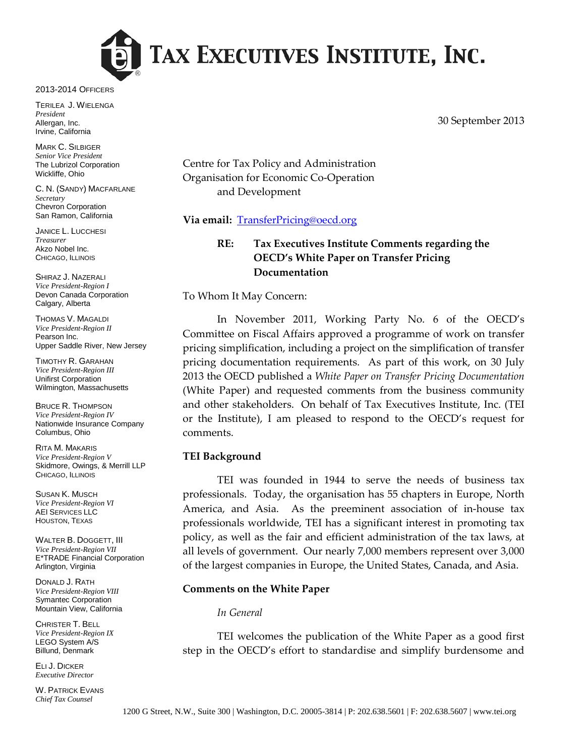# TAX EXECUTIVES INSTITUTE, INC.

2013-2014 OFFICERS

TERILEA J. WIELENGA
*President*
Allergan, Inc.
Irvine, California

MARK C. SILBIGER
*Senior Vice President*
The Lubrizol Corporation
Wickliffe, Ohio

C. N. (SANDY) MACFARLANE
*Secretary*
Chevron Corporation
San Ramon, California

JANICE L. LUCCHESI
*Treasurer*
Akzo Nobel Inc.
CHICAGO, ILLINOIS

SHIRAZ J. NAZERALI
*Vice President-Region I*
Devon Canada Corporation
Calgary, Alberta

THOMAS V. MAGALDI
*Vice President-Region II*
Pearson Inc.
Upper Saddle River, New Jersey

TIMOTHY R. GARAHAN
*Vice President-Region III*
Unifirst Corporation
Wilmington, Massachusetts

BRUCE R. THOMPSON
*Vice President-Region IV*
Nationwide Insurance Company
Columbus, Ohio

RITA M. MAKARIS
*Vice President-Region V*
Skidmore, Owings, & Merrill LLP
CHICAGO, ILLINOIS

SUSAN K. MUSCH
*Vice President-Region VI*
AEI SERVICES LLC
HOUSTON, TEXAS

WALTER B. DOGGETT, III
*Vice President-Region VII*
E*TRADE Financial Corporation
Arlington, Virginia

DONALD J. RATH
*Vice President-Region VIII*
Symantec Corporation
Mountain View, California

CHRISTER T. BELL
*Vice President-Region IX*
LEGO System A/S
Billund, Denmark

ELI J. DICKER
*Executive Director*

W. PATRICK EVANS
*Chief Tax Counsel*

30 September 2013

Centre for Tax Policy and Administration
Organisation for Economic Co-Operation
and Development

**Via email:** TransferPricing@oecd.org

**RE: Tax Executives Institute Comments regarding the OECD's White Paper on Transfer Pricing Documentation**

To Whom It May Concern:

In November 2011, Working Party No. 6 of the OECD's Committee on Fiscal Affairs approved a programme of work on transfer pricing simplification, including a project on the simplification of transfer pricing documentation requirements. As part of this work, on 30 July 2013 the OECD published a *White Paper on Transfer Pricing Documentation* (White Paper) and requested comments from the business community and other stakeholders. On behalf of Tax Executives Institute, Inc. (TEI or the Institute), I am pleased to respond to the OECD's request for comments.

**TEI Background**

TEI was founded in 1944 to serve the needs of business tax professionals. Today, the organisation has 55 chapters in Europe, North America, and Asia. As the preeminent association of in-house tax professionals worldwide, TEI has a significant interest in promoting tax policy, as well as the fair and efficient administration of the tax laws, at all levels of government. Our nearly 7,000 members represent over 3,000 of the largest companies in Europe, the United States, Canada, and Asia.

**Comments on the White Paper**

*In General*

TEI welcomes the publication of the White Paper as a good first step in the OECD's effort to standardise and simplify burdensome and

1200 G Street, N.W., Suite 300 | Washington, D.C. 20005-3814 | P: 202.638.5601 | F: 202.638.5607 | www.tei.org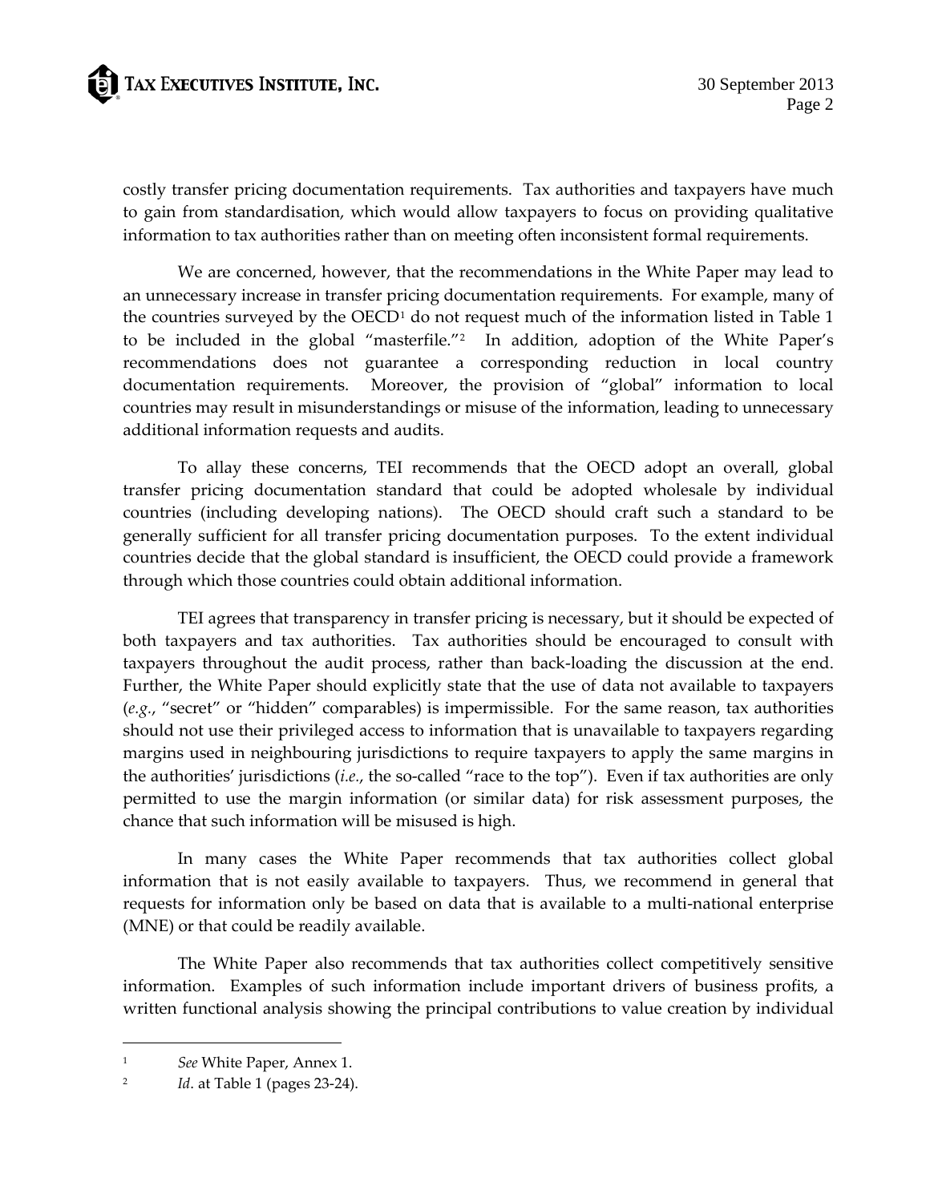costly transfer pricing documentation requirements. Tax authorities and taxpayers have much to gain from standardisation, which would allow taxpayers to focus on providing qualitative information to tax authorities rather than on meeting often inconsistent formal requirements.

We are concerned, however, that the recommendations in the White Paper may lead to an unnecessary increase in transfer pricing documentation requirements. For example, many of the countries surveyed by the OECD[1] do not request much of the information listed in Table 1 to be included in the global "masterfile."[2] In addition, adoption of the White Paper's recommendations does not guarantee a corresponding reduction in local country documentation requirements. Moreover, the provision of "global" information to local countries may result in misunderstandings or misuse of the information, leading to unnecessary additional information requests and audits.

To allay these concerns, TEI recommends that the OECD adopt an overall, global transfer pricing documentation standard that could be adopted wholesale by individual countries (including developing nations). The OECD should craft such a standard to be generally sufficient for all transfer pricing documentation purposes. To the extent individual countries decide that the global standard is insufficient, the OECD could provide a framework through which those countries could obtain additional information.

TEI agrees that transparency in transfer pricing is necessary, but it should be expected of both taxpayers and tax authorities. Tax authorities should be encouraged to consult with taxpayers throughout the audit process, rather than back-loading the discussion at the end. Further, the White Paper should explicitly state that the use of data not available to taxpayers (*e.g.*, "secret" or "hidden" comparables) is impermissible. For the same reason, tax authorities should not use their privileged access to information that is unavailable to taxpayers regarding margins used in neighbouring jurisdictions to require taxpayers to apply the same margins in the authorities' jurisdictions (*i.e.*, the so-called "race to the top"). Even if tax authorities are only permitted to use the margin information (or similar data) for risk assessment purposes, the chance that such information will be misused is high.

In many cases the White Paper recommends that tax authorities collect global information that is not easily available to taxpayers. Thus, we recommend in general that requests for information only be based on data that is available to a multi-national enterprise (MNE) or that could be readily available.

The White Paper also recommends that tax authorities collect competitively sensitive information. Examples of such information include important drivers of business profits, a written functional analysis showing the principal contributions to value creation by individual

---

[1] *See* White Paper, Annex 1.

[2] *Id*. at Table 1 (pages 23-24).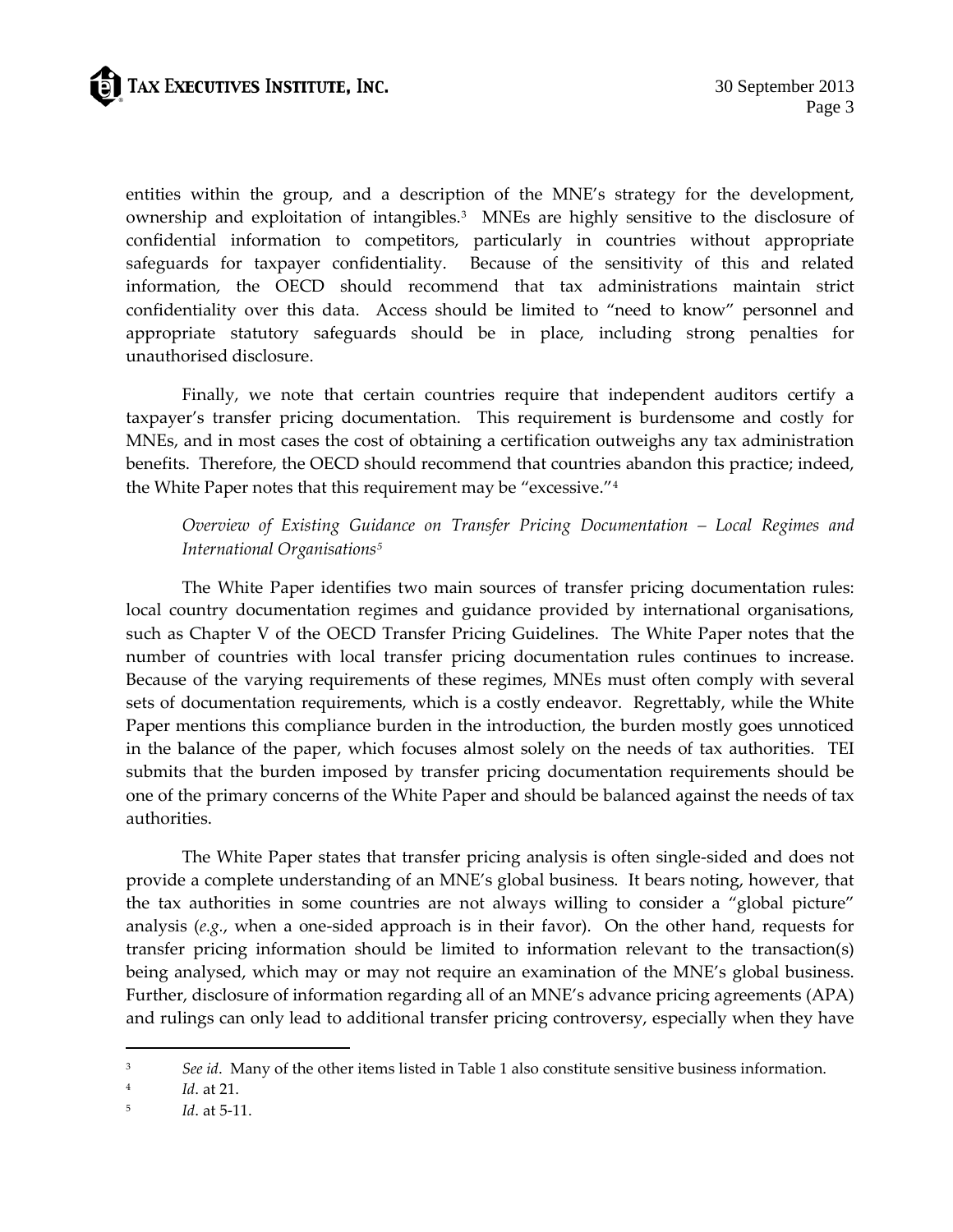entities within the group, and a description of the MNE's strategy for the development, ownership and exploitation of intangibles.[3] MNEs are highly sensitive to the disclosure of confidential information to competitors, particularly in countries without appropriate safeguards for taxpayer confidentiality. Because of the sensitivity of this and related information, the OECD should recommend that tax administrations maintain strict confidentiality over this data. Access should be limited to "need to know" personnel and appropriate statutory safeguards should be in place, including strong penalties for unauthorised disclosure.

Finally, we note that certain countries require that independent auditors certify a taxpayer's transfer pricing documentation. This requirement is burdensome and costly for MNEs, and in most cases the cost of obtaining a certification outweighs any tax administration benefits. Therefore, the OECD should recommend that countries abandon this practice; indeed, the White Paper notes that this requirement may be "excessive."[4]

*Overview of Existing Guidance on Transfer Pricing Documentation – Local Regimes and International Organisations*[5]

The White Paper identifies two main sources of transfer pricing documentation rules: local country documentation regimes and guidance provided by international organisations, such as Chapter V of the OECD Transfer Pricing Guidelines. The White Paper notes that the number of countries with local transfer pricing documentation rules continues to increase. Because of the varying requirements of these regimes, MNEs must often comply with several sets of documentation requirements, which is a costly endeavor. Regrettably, while the White Paper mentions this compliance burden in the introduction, the burden mostly goes unnoticed in the balance of the paper, which focuses almost solely on the needs of tax authorities. TEI submits that the burden imposed by transfer pricing documentation requirements should be one of the primary concerns of the White Paper and should be balanced against the needs of tax authorities.

The White Paper states that transfer pricing analysis is often single-sided and does not provide a complete understanding of an MNE's global business. It bears noting, however, that the tax authorities in some countries are not always willing to consider a "global picture" analysis (*e.g.*, when a one-sided approach is in their favor). On the other hand, requests for transfer pricing information should be limited to information relevant to the transaction(s) being analysed, which may or may not require an examination of the MNE's global business. Further, disclosure of information regarding all of an MNE's advance pricing agreements (APA) and rulings can only lead to additional transfer pricing controversy, especially when they have

---

[3] *See id*. Many of the other items listed in Table 1 also constitute sensitive business information.

[4] *Id*. at 21.

[5] *Id*. at 5-11.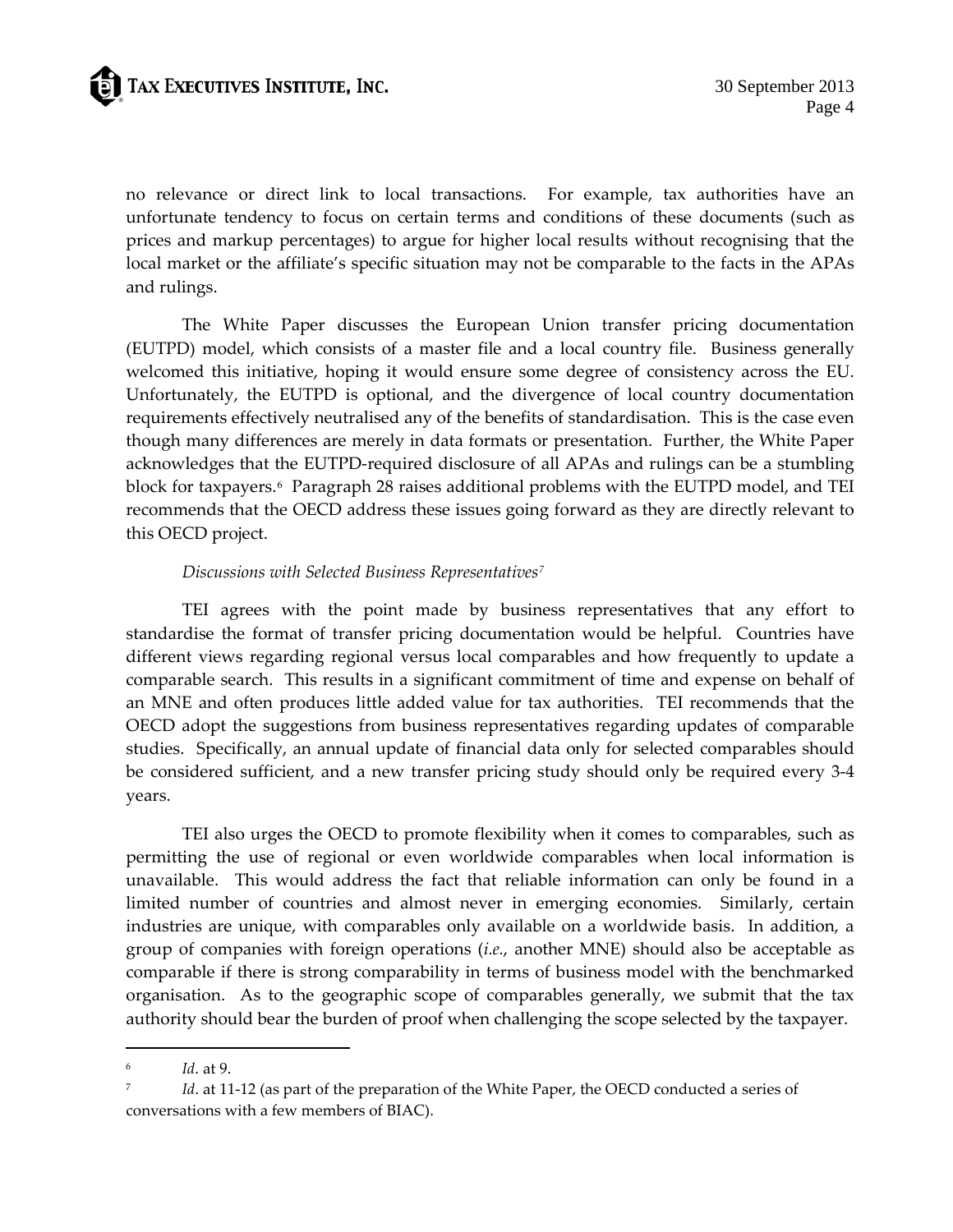no relevance or direct link to local transactions. For example, tax authorities have an unfortunate tendency to focus on certain terms and conditions of these documents (such as prices and markup percentages) to argue for higher local results without recognising that the local market or the affiliate's specific situation may not be comparable to the facts in the APAs and rulings.

The White Paper discusses the European Union transfer pricing documentation (EUTPD) model, which consists of a master file and a local country file. Business generally welcomed this initiative, hoping it would ensure some degree of consistency across the EU. Unfortunately, the EUTPD is optional, and the divergence of local country documentation requirements effectively neutralised any of the benefits of standardisation. This is the case even though many differences are merely in data formats or presentation. Further, the White Paper acknowledges that the EUTPD-required disclosure of all APAs and rulings can be a stumbling block for taxpayers.[6] Paragraph 28 raises additional problems with the EUTPD model, and TEI recommends that the OECD address these issues going forward as they are directly relevant to this OECD project.

*Discussions with Selected Business Representatives*[7]

TEI agrees with the point made by business representatives that any effort to standardise the format of transfer pricing documentation would be helpful. Countries have different views regarding regional versus local comparables and how frequently to update a comparable search. This results in a significant commitment of time and expense on behalf of an MNE and often produces little added value for tax authorities. TEI recommends that the OECD adopt the suggestions from business representatives regarding updates of comparable studies. Specifically, an annual update of financial data only for selected comparables should be considered sufficient, and a new transfer pricing study should only be required every 3-4 years.

TEI also urges the OECD to promote flexibility when it comes to comparables, such as permitting the use of regional or even worldwide comparables when local information is unavailable. This would address the fact that reliable information can only be found in a limited number of countries and almost never in emerging economies. Similarly, certain industries are unique, with comparables only available on a worldwide basis. In addition, a group of companies with foreign operations (*i.e.*, another MNE) should also be acceptable as comparable if there is strong comparability in terms of business model with the benchmarked organisation. As to the geographic scope of comparables generally, we submit that the tax authority should bear the burden of proof when challenging the scope selected by the taxpayer.

---

[6] *Id*. at 9.

[7] *Id*. at 11-12 (as part of the preparation of the White Paper, the OECD conducted a series of conversations with a few members of BIAC).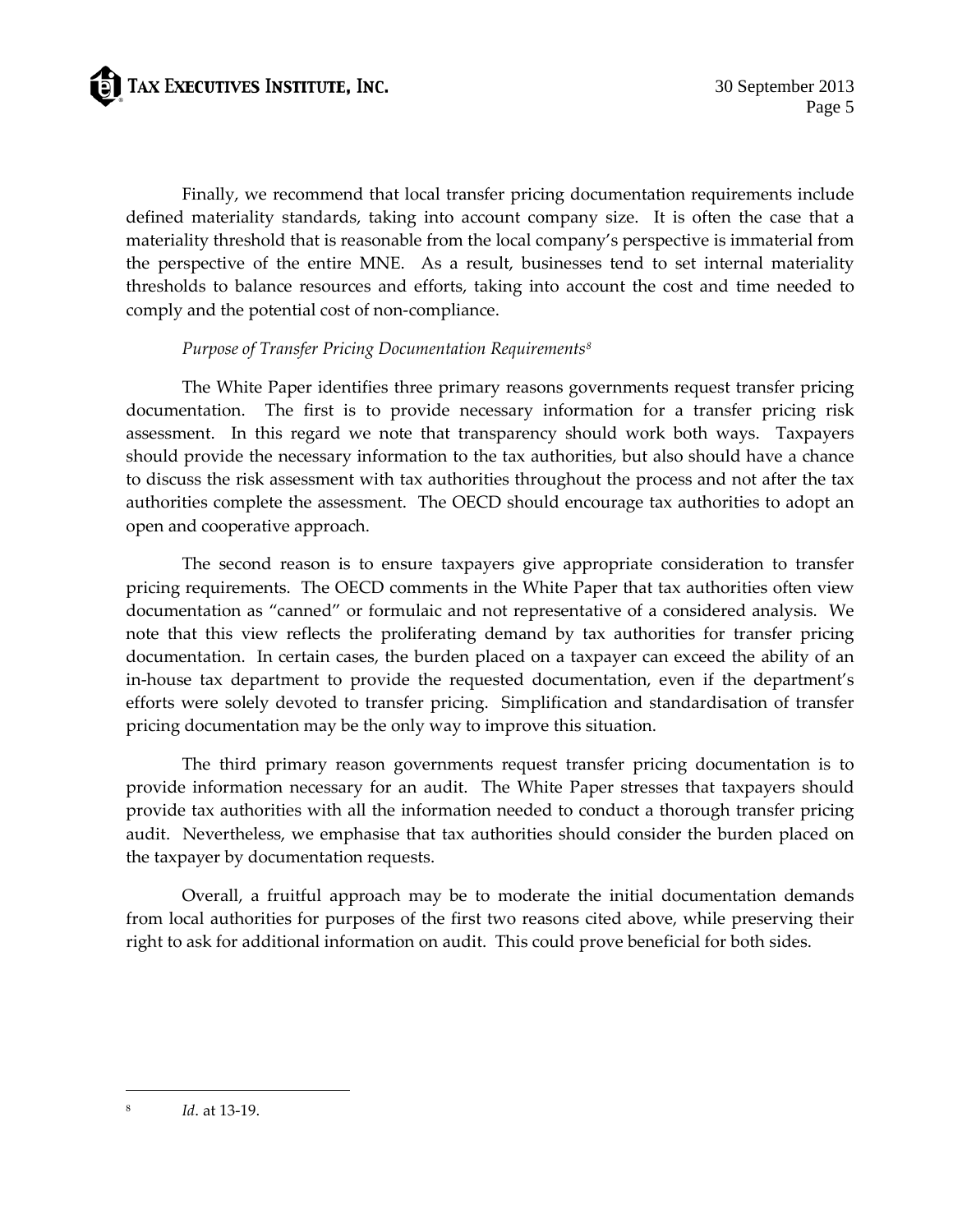Finally, we recommend that local transfer pricing documentation requirements include defined materiality standards, taking into account company size. It is often the case that a materiality threshold that is reasonable from the local company's perspective is immaterial from the perspective of the entire MNE. As a result, businesses tend to set internal materiality thresholds to balance resources and efforts, taking into account the cost and time needed to comply and the potential cost of non-compliance.

*Purpose of Transfer Pricing Documentation Requirements*[8]

The White Paper identifies three primary reasons governments request transfer pricing documentation. The first is to provide necessary information for a transfer pricing risk assessment. In this regard we note that transparency should work both ways. Taxpayers should provide the necessary information to the tax authorities, but also should have a chance to discuss the risk assessment with tax authorities throughout the process and not after the tax authorities complete the assessment. The OECD should encourage tax authorities to adopt an open and cooperative approach.

The second reason is to ensure taxpayers give appropriate consideration to transfer pricing requirements. The OECD comments in the White Paper that tax authorities often view documentation as "canned" or formulaic and not representative of a considered analysis. We note that this view reflects the proliferating demand by tax authorities for transfer pricing documentation. In certain cases, the burden placed on a taxpayer can exceed the ability of an in-house tax department to provide the requested documentation, even if the department's efforts were solely devoted to transfer pricing. Simplification and standardisation of transfer pricing documentation may be the only way to improve this situation.

The third primary reason governments request transfer pricing documentation is to provide information necessary for an audit. The White Paper stresses that taxpayers should provide tax authorities with all the information needed to conduct a thorough transfer pricing audit. Nevertheless, we emphasise that tax authorities should consider the burden placed on the taxpayer by documentation requests.

Overall, a fruitful approach may be to moderate the initial documentation demands from local authorities for purposes of the first two reasons cited above, while preserving their right to ask for additional information on audit. This could prove beneficial for both sides.

---

[8] *Id*. at 13-19.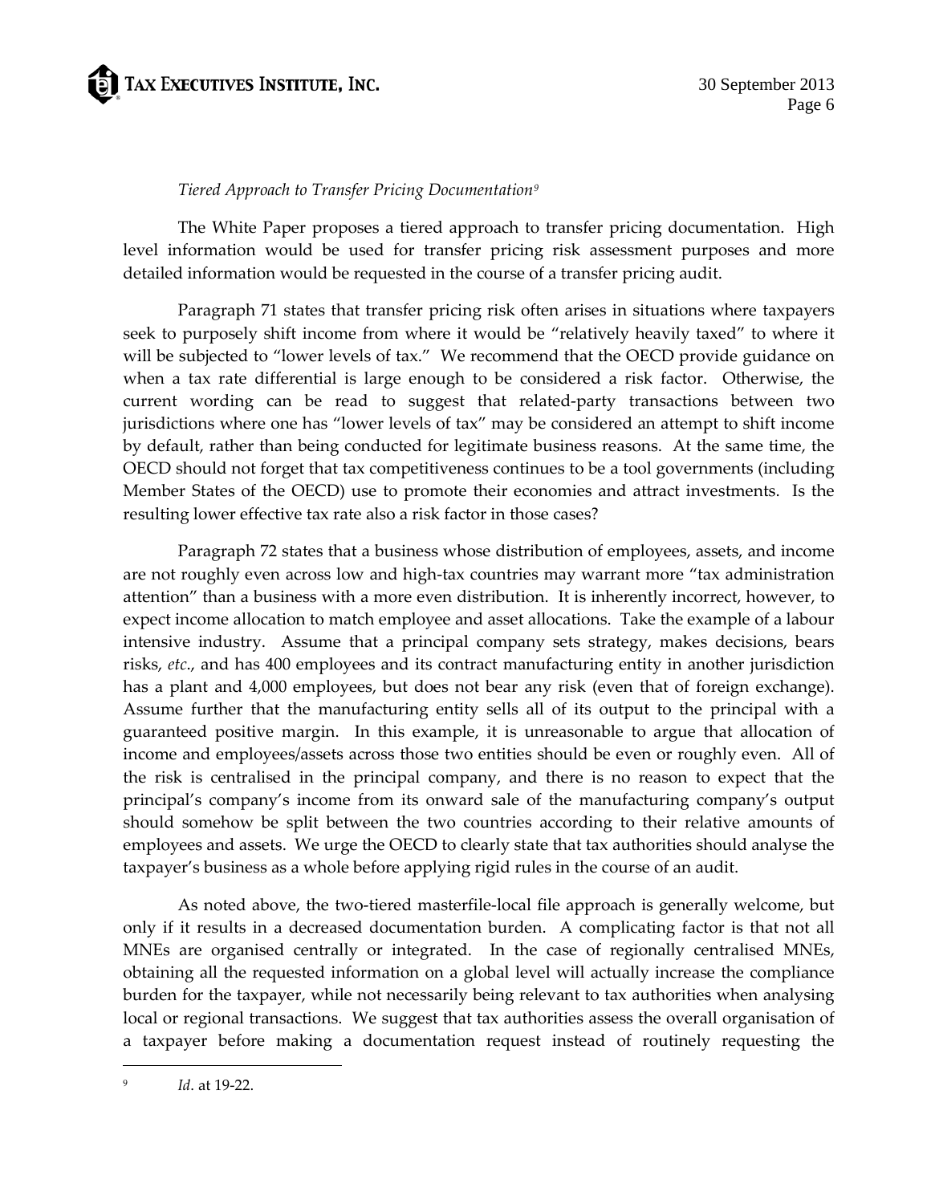*Tiered Approach to Transfer Pricing Documentation*[9]

The White Paper proposes a tiered approach to transfer pricing documentation. High level information would be used for transfer pricing risk assessment purposes and more detailed information would be requested in the course of a transfer pricing audit.

Paragraph 71 states that transfer pricing risk often arises in situations where taxpayers seek to purposely shift income from where it would be "relatively heavily taxed" to where it will be subjected to "lower levels of tax." We recommend that the OECD provide guidance on when a tax rate differential is large enough to be considered a risk factor. Otherwise, the current wording can be read to suggest that related-party transactions between two jurisdictions where one has "lower levels of tax" may be considered an attempt to shift income by default, rather than being conducted for legitimate business reasons. At the same time, the OECD should not forget that tax competitiveness continues to be a tool governments (including Member States of the OECD) use to promote their economies and attract investments. Is the resulting lower effective tax rate also a risk factor in those cases?

Paragraph 72 states that a business whose distribution of employees, assets, and income are not roughly even across low and high-tax countries may warrant more "tax administration attention" than a business with a more even distribution. It is inherently incorrect, however, to expect income allocation to match employee and asset allocations. Take the example of a labour intensive industry. Assume that a principal company sets strategy, makes decisions, bears risks, *etc*., and has 400 employees and its contract manufacturing entity in another jurisdiction has a plant and 4,000 employees, but does not bear any risk (even that of foreign exchange). Assume further that the manufacturing entity sells all of its output to the principal with a guaranteed positive margin. In this example, it is unreasonable to argue that allocation of income and employees/assets across those two entities should be even or roughly even. All of the risk is centralised in the principal company, and there is no reason to expect that the principal's company's income from its onward sale of the manufacturing company's output should somehow be split between the two countries according to their relative amounts of employees and assets. We urge the OECD to clearly state that tax authorities should analyse the taxpayer's business as a whole before applying rigid rules in the course of an audit.

As noted above, the two-tiered masterfile-local file approach is generally welcome, but only if it results in a decreased documentation burden. A complicating factor is that not all MNEs are organised centrally or integrated. In the case of regionally centralised MNEs, obtaining all the requested information on a global level will actually increase the compliance burden for the taxpayer, while not necessarily being relevant to tax authorities when analysing local or regional transactions. We suggest that tax authorities assess the overall organisation of a taxpayer before making a documentation request instead of routinely requesting the

---

[9] *Id*. at 19-22.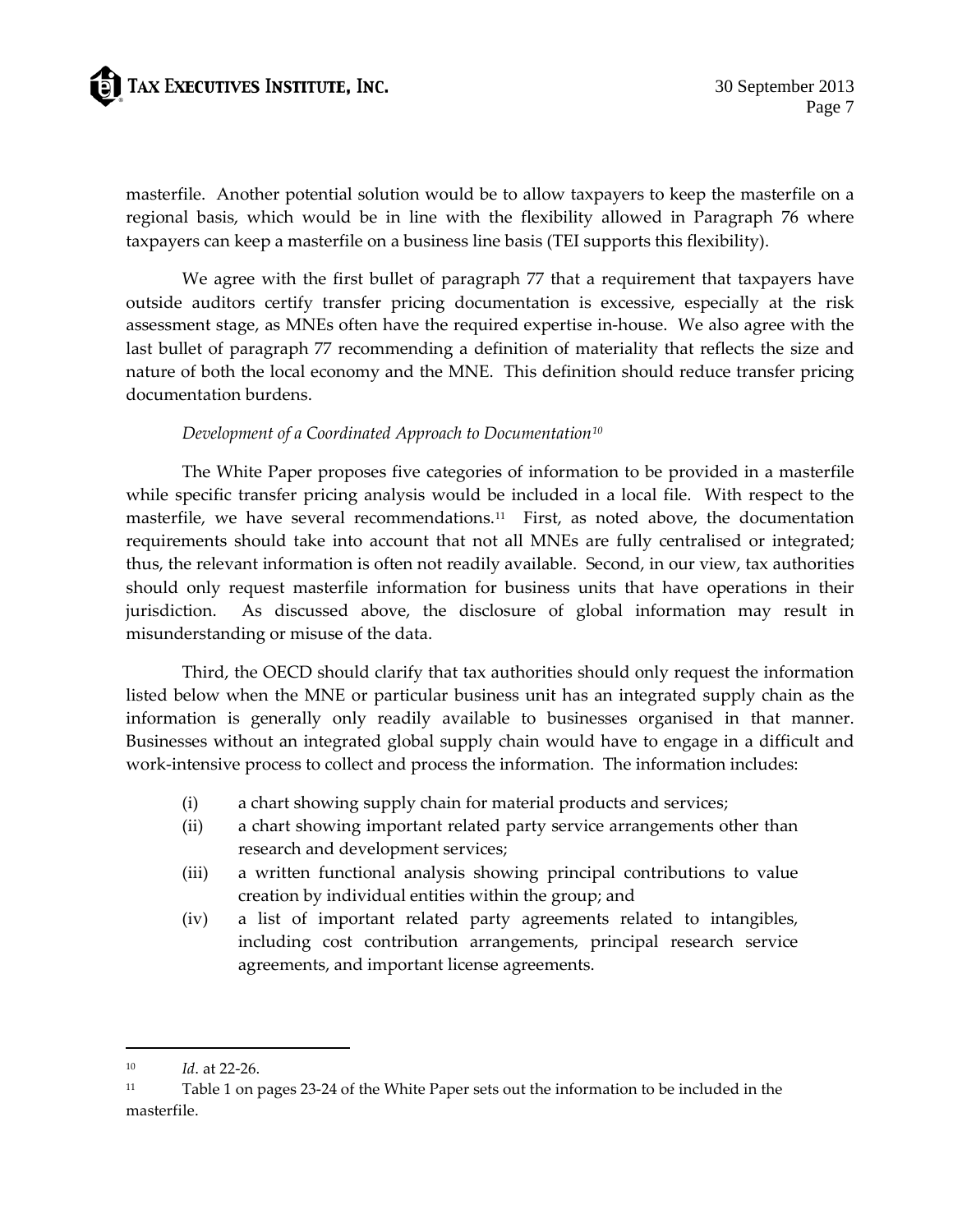masterfile. Another potential solution would be to allow taxpayers to keep the masterfile on a regional basis, which would be in line with the flexibility allowed in Paragraph 76 where taxpayers can keep a masterfile on a business line basis (TEI supports this flexibility).

We agree with the first bullet of paragraph 77 that a requirement that taxpayers have outside auditors certify transfer pricing documentation is excessive, especially at the risk assessment stage, as MNEs often have the required expertise in-house. We also agree with the last bullet of paragraph 77 recommending a definition of materiality that reflects the size and nature of both the local economy and the MNE. This definition should reduce transfer pricing documentation burdens.

*Development of a Coordinated Approach to Documentation*[10]

The White Paper proposes five categories of information to be provided in a masterfile while specific transfer pricing analysis would be included in a local file. With respect to the masterfile, we have several recommendations.[11] First, as noted above, the documentation requirements should take into account that not all MNEs are fully centralised or integrated; thus, the relevant information is often not readily available. Second, in our view, tax authorities should only request masterfile information for business units that have operations in their jurisdiction. As discussed above, the disclosure of global information may result in misunderstanding or misuse of the data.

Third, the OECD should clarify that tax authorities should only request the information listed below when the MNE or particular business unit has an integrated supply chain as the information is generally only readily available to businesses organised in that manner. Businesses without an integrated global supply chain would have to engage in a difficult and work-intensive process to collect and process the information. The information includes:

(i) a chart showing supply chain for material products and services;

(ii) a chart showing important related party service arrangements other than research and development services;

(iii) a written functional analysis showing principal contributions to value creation by individual entities within the group; and

(iv) a list of important related party agreements related to intangibles, including cost contribution arrangements, principal research service agreements, and important license agreements.

---

[10] *Id*. at 22-26.

[11] Table 1 on pages 23-24 of the White Paper sets out the information to be included in the masterfile.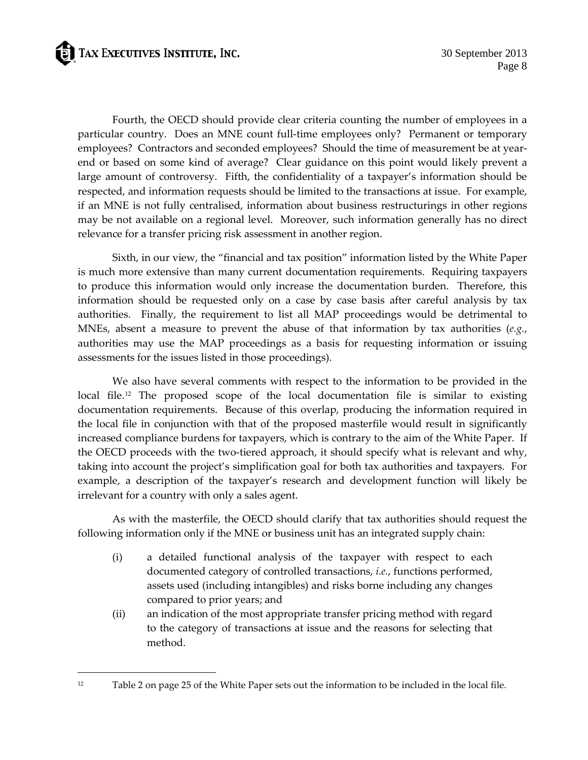Fourth, the OECD should provide clear criteria counting the number of employees in a particular country. Does an MNE count full-time employees only? Permanent or temporary employees? Contractors and seconded employees? Should the time of measurement be at year-end or based on some kind of average? Clear guidance on this point would likely prevent a large amount of controversy. Fifth, the confidentiality of a taxpayer's information should be respected, and information requests should be limited to the transactions at issue. For example, if an MNE is not fully centralised, information about business restructurings in other regions may be not available on a regional level. Moreover, such information generally has no direct relevance for a transfer pricing risk assessment in another region.

Sixth, in our view, the "financial and tax position" information listed by the White Paper is much more extensive than many current documentation requirements. Requiring taxpayers to produce this information would only increase the documentation burden. Therefore, this information should be requested only on a case by case basis after careful analysis by tax authorities. Finally, the requirement to list all MAP proceedings would be detrimental to MNEs, absent a measure to prevent the abuse of that information by tax authorities (*e.g.*, authorities may use the MAP proceedings as a basis for requesting information or issuing assessments for the issues listed in those proceedings).

We also have several comments with respect to the information to be provided in the local file.[12] The proposed scope of the local documentation file is similar to existing documentation requirements. Because of this overlap, producing the information required in the local file in conjunction with that of the proposed masterfile would result in significantly increased compliance burdens for taxpayers, which is contrary to the aim of the White Paper. If the OECD proceeds with the two-tiered approach, it should specify what is relevant and why, taking into account the project's simplification goal for both tax authorities and taxpayers. For example, a description of the taxpayer's research and development function will likely be irrelevant for a country with only a sales agent.

As with the masterfile, the OECD should clarify that tax authorities should request the following information only if the MNE or business unit has an integrated supply chain:

(i) a detailed functional analysis of the taxpayer with respect to each documented category of controlled transactions, *i.e.*, functions performed, assets used (including intangibles) and risks borne including any changes compared to prior years; and

(ii) an indication of the most appropriate transfer pricing method with regard to the category of transactions at issue and the reasons for selecting that method.

[12] Table 2 on page 25 of the White Paper sets out the information to be included in the local file.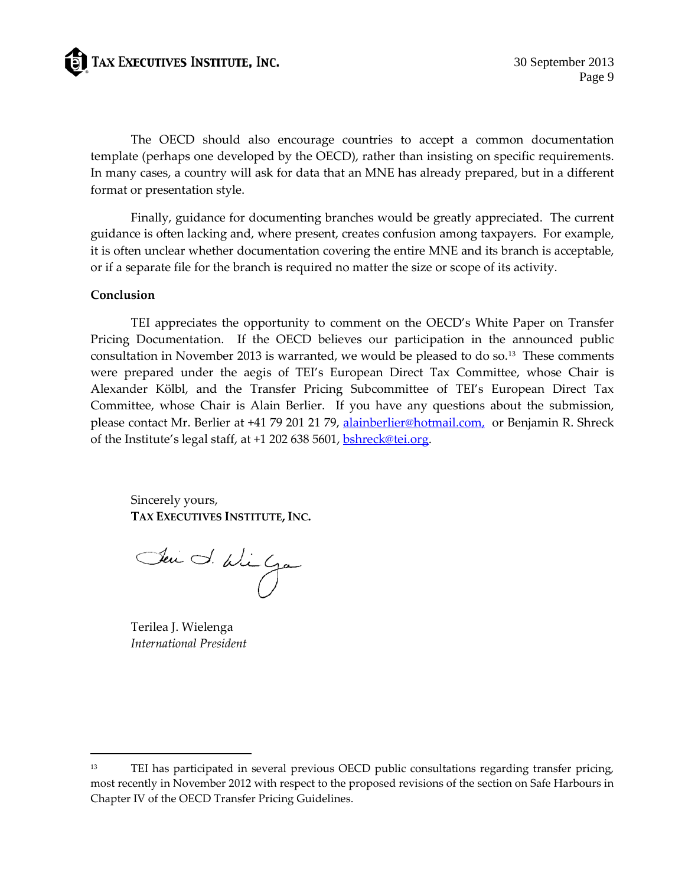The OECD should also encourage countries to accept a common documentation template (perhaps one developed by the OECD), rather than insisting on specific requirements. In many cases, a country will ask for data that an MNE has already prepared, but in a different format or presentation style.

Finally, guidance for documenting branches would be greatly appreciated. The current guidance is often lacking and, where present, creates confusion among taxpayers. For example, it is often unclear whether documentation covering the entire MNE and its branch is acceptable, or if a separate file for the branch is required no matter the size or scope of its activity.

**Conclusion**

TEI appreciates the opportunity to comment on the OECD's White Paper on Transfer Pricing Documentation. If the OECD believes our participation in the announced public consultation in November 2013 is warranted, we would be pleased to do so.[13] These comments were prepared under the aegis of TEI's European Direct Tax Committee, whose Chair is Alexander Kölbl, and the Transfer Pricing Subcommittee of TEI's European Direct Tax Committee, whose Chair is Alain Berlier. If you have any questions about the submission, please contact Mr. Berlier at +41 79 201 21 79, alainberlier@hotmail.com, or Benjamin R. Shreck of the Institute's legal staff, at +1 202 638 5601, bshreck@tei.org.

Sincerely yours,
**TAX EXECUTIVES INSTITUTE, INC.**

Terilea J. Wielenga
*International President*

---

[13] TEI has participated in several previous OECD public consultations regarding transfer pricing, most recently in November 2012 with respect to the proposed revisions of the section on Safe Harbours in Chapter IV of the OECD Transfer Pricing Guidelines.